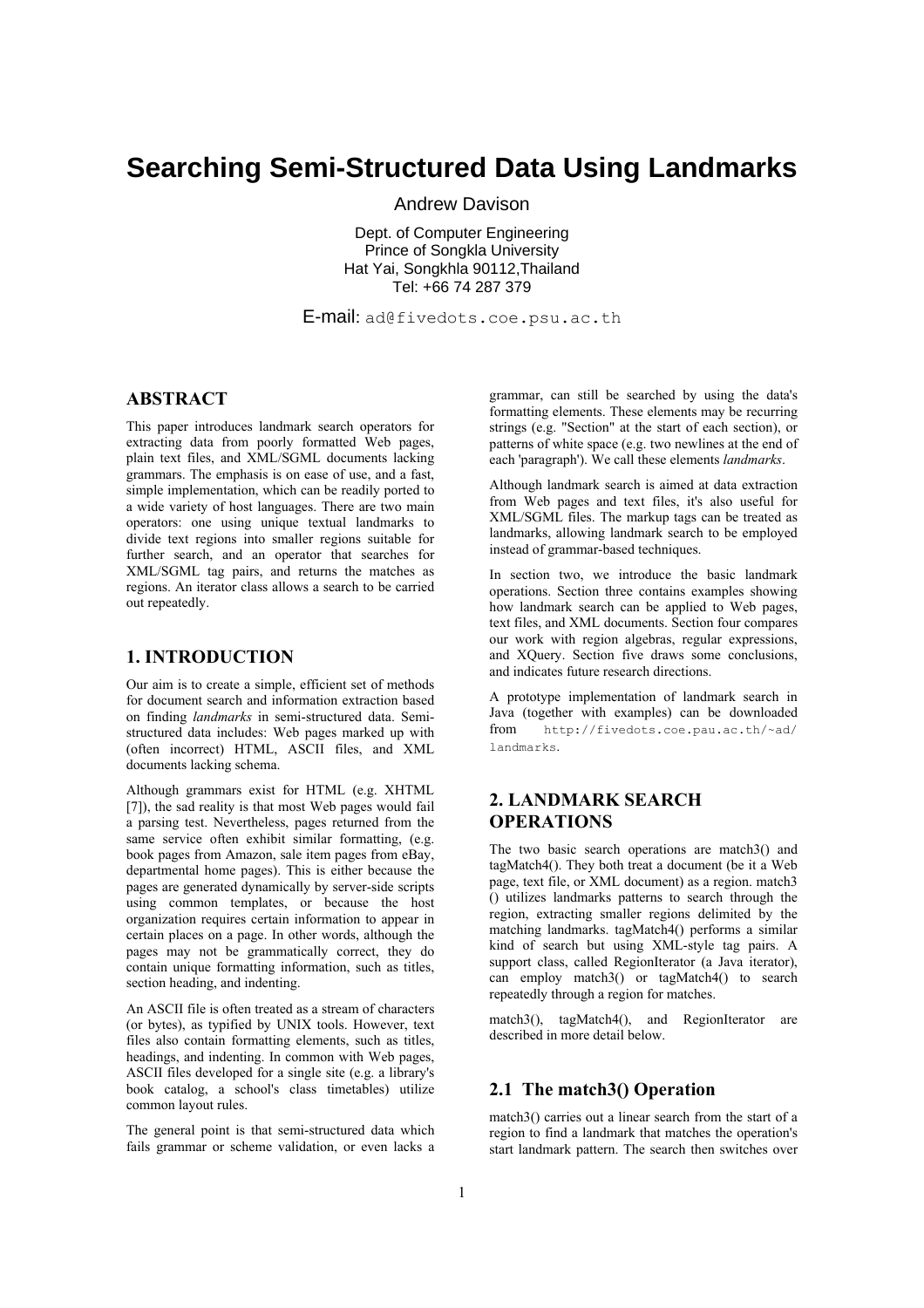# Searching Semi-Structured Data Using Landmarks

Andrew Davison

Dept. of Computer Engineering
Prince of Songkla University
Hat Yai, Songkhla 90112,Thailand
Tel: +66 74 287 379

E-mail: ad@fivedots.coe.psu.ac.th

## ABSTRACT

This paper introduces landmark search operators for extracting data from poorly formatted Web pages, plain text files, and XML/SGML documents lacking grammars. The emphasis is on ease of use, and a fast, simple implementation, which can be readily ported to a wide variety of host languages. There are two main operators: one using unique textual landmarks to divide text regions into smaller regions suitable for further search, and an operator that searches for XML/SGML tag pairs, and returns the matches as regions. An iterator class allows a search to be carried out repeatedly.

## 1. INTRODUCTION

Our aim is to create a simple, efficient set of methods for document search and information extraction based on finding *landmarks* in semi-structured data. Semi-structured data includes: Web pages marked up with (often incorrect) HTML, ASCII files, and XML documents lacking schema.

Although grammars exist for HTML (e.g. XHTML [7]), the sad reality is that most Web pages would fail a parsing test. Nevertheless, pages returned from the same service often exhibit similar formatting, (e.g. book pages from Amazon, sale item pages from eBay, departmental home pages). This is either because the pages are generated dynamically by server-side scripts using common templates, or because the host organization requires certain information to appear in certain places on a page. In other words, although the pages may not be grammatically correct, they do contain unique formatting information, such as titles, section heading, and indenting.

An ASCII file is often treated as a stream of characters (or bytes), as typified by UNIX tools. However, text files also contain formatting elements, such as titles, headings, and indenting. In common with Web pages, ASCII files developed for a single site (e.g. a library's book catalog, a school's class timetables) utilize common layout rules.

The general point is that semi-structured data which fails grammar or scheme validation, or even lacks a grammar, can still be searched by using the data's formatting elements. These elements may be recurring strings (e.g. "Section" at the start of each section), or patterns of white space (e.g. two newlines at the end of each 'paragraph'). We call these elements *landmarks*.

Although landmark search is aimed at data extraction from Web pages and text files, it's also useful for XML/SGML files. The markup tags can be treated as landmarks, allowing landmark search to be employed instead of grammar-based techniques.

In section two, we introduce the basic landmark operations. Section three contains examples showing how landmark search can be applied to Web pages, text files, and XML documents. Section four compares our work with region algebras, regular expressions, and XQuery. Section five draws some conclusions, and indicates future research directions.

A prototype implementation of landmark search in Java (together with examples) can be downloaded from http://fivedots.coe.pau.ac.th/~ad/landmarks.

## 2. LANDMARK SEARCH OPERATIONS

The two basic search operations are match3() and tagMatch4(). They both treat a document (be it a Web page, text file, or XML document) as a region. match3() utilizes landmarks patterns to search through the region, extracting smaller regions delimited by the matching landmarks. tagMatch4() performs a similar kind of search but using XML-style tag pairs. A support class, called RegionIterator (a Java iterator), can employ match3() or tagMatch4() to search repeatedly through a region for matches.

match3(), tagMatch4(), and RegionIterator are described in more detail below.

### 2.1 The match3() Operation

match3() carries out a linear search from the start of a region to find a landmark that matches the operation's start landmark pattern. The search then switches over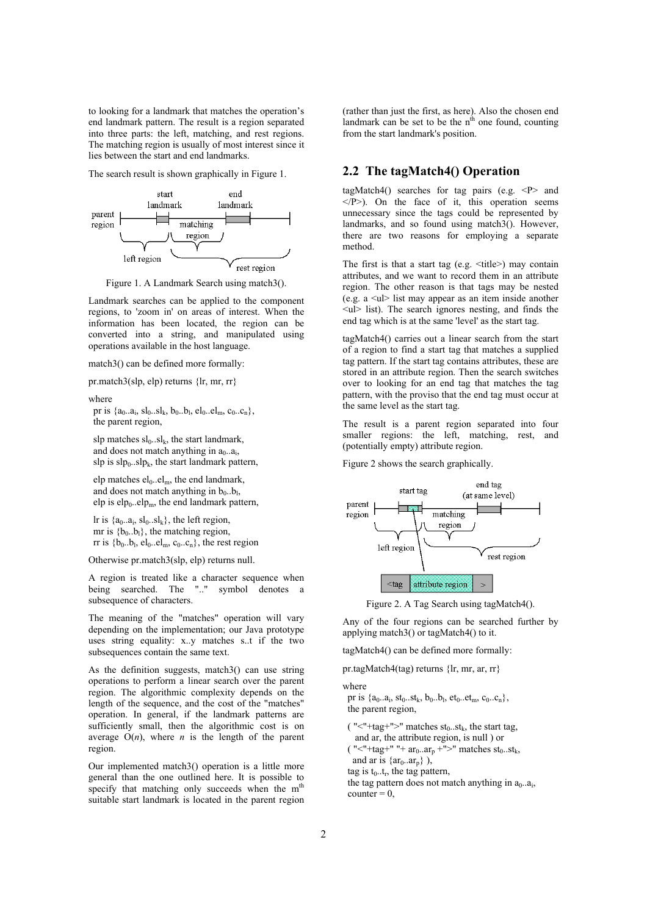to looking for a landmark that matches the operation's end landmark pattern. The result is a region separated into three parts: the left, matching, and rest regions. The matching region is usually of most interest since it lies between the start and end landmarks.

The search result is shown graphically in Figure 1.

Figure 1. A Landmark Search using match3().

Landmark searches can be applied to the component regions, to 'zoom in' on areas of interest. When the information has been located, the region can be converted into a string, and manipulated using operations available in the host language.

match3() can be defined more formally:

pr.match3(slp, elp) returns {lr, mr, rr}

where

pr is $\{a_0..a_i, sl_0..sl_k, b_0..b_l, el_0..el_m, c_0..c_n\}$, the parent region,

slp matches $sl_0..sl_k$, the start landmark, and does not match anything in $a_0..a_i$, slp is $slp_0..slp_k$, the start landmark pattern,

elp matches $el_0..el_m$, the end landmark, and does not match anything in $b_0..b_l$, elp is $elp_0..elp_m$, the end landmark pattern,

lr is $\{a_0..a_i, sl_0..sl_k\}$, the left region,
mr is $\{b_0..b_l\}$, the matching region,
rr is $\{b_0..b_l, el_0..el_m, c_0..c_n\}$, the rest region

Otherwise pr.match3(slp, elp) returns null.

A region is treated like a character sequence when being searched. The ".." symbol denotes a subsequence of characters.

The meaning of the "matches" operation will vary depending on the implementation; our Java prototype uses string equality: x..y matches s..t if the two subsequences contain the same text.

As the definition suggests, match3() can use string operations to perform a linear search over the parent region. The algorithmic complexity depends on the length of the sequence, and the cost of the "matches" operation. In general, if the landmark patterns are sufficiently small, then the algorithmic cost is on average $O(n)$, where $n$ is the length of the parent region.

Our implemented match3() operation is a little more general than the one outlined here. It is possible to specify that matching only succeeds when the $m^{th}$ suitable start landmark is located in the parent region (rather than just the first, as here). Also the chosen end landmark can be set to be the $n^{th}$ one found, counting from the start landmark's position.

## 2.2 The tagMatch4() Operation

tagMatch4() searches for tag pairs (e.g. <P> and </P>). On the face of it, this operation seems unnecessary since the tags could be represented by landmarks, and so found using match3(). However, there are two reasons for employing a separate method.

The first is that a start tag (e.g. <title>) may contain attributes, and we want to record them in an attribute region. The other reason is that tags may be nested (e.g. a <ul> list may appear as an item inside another <ul> list). The search ignores nesting, and finds the end tag which is at the same 'level' as the start tag.

tagMatch4() carries out a linear search from the start of a region to find a start tag that matches a supplied tag pattern. If the start tag contains attributes, these are stored in an attribute region. Then the search switches over to looking for an end tag that matches the tag pattern, with the proviso that the end tag must occur at the same level as the start tag.

The result is a parent region separated into four smaller regions: the left, matching, rest, and (potentially empty) attribute region.

Figure 2 shows the search graphically.

Figure 2. A Tag Search using tagMatch4().

Any of the four regions can be searched further by applying match3() or tagMatch4() to it.

tagMatch4() can be defined more formally:

pr.tagMatch4(tag) returns {lr, mr, ar, rr}

where

pr is $\{a_0..a_i, st_0..st_k, b_0..b_l, et_0..et_m, c_0..c_n\}$, the parent region,

( "<"+tag+">" matches $st_0..st_k$, the start tag, and ar, the attribute region, is null ) or
( "<"+tag+" "+ $ar_0..ar_p$ +">" matches $st_0..st_k$, and ar is $\{ar_0..ar_p\}$ ),
tag is $t_0..t_r$, the tag pattern,
the tag pattern does not match anything in $a_0..a_i$,
counter = 0,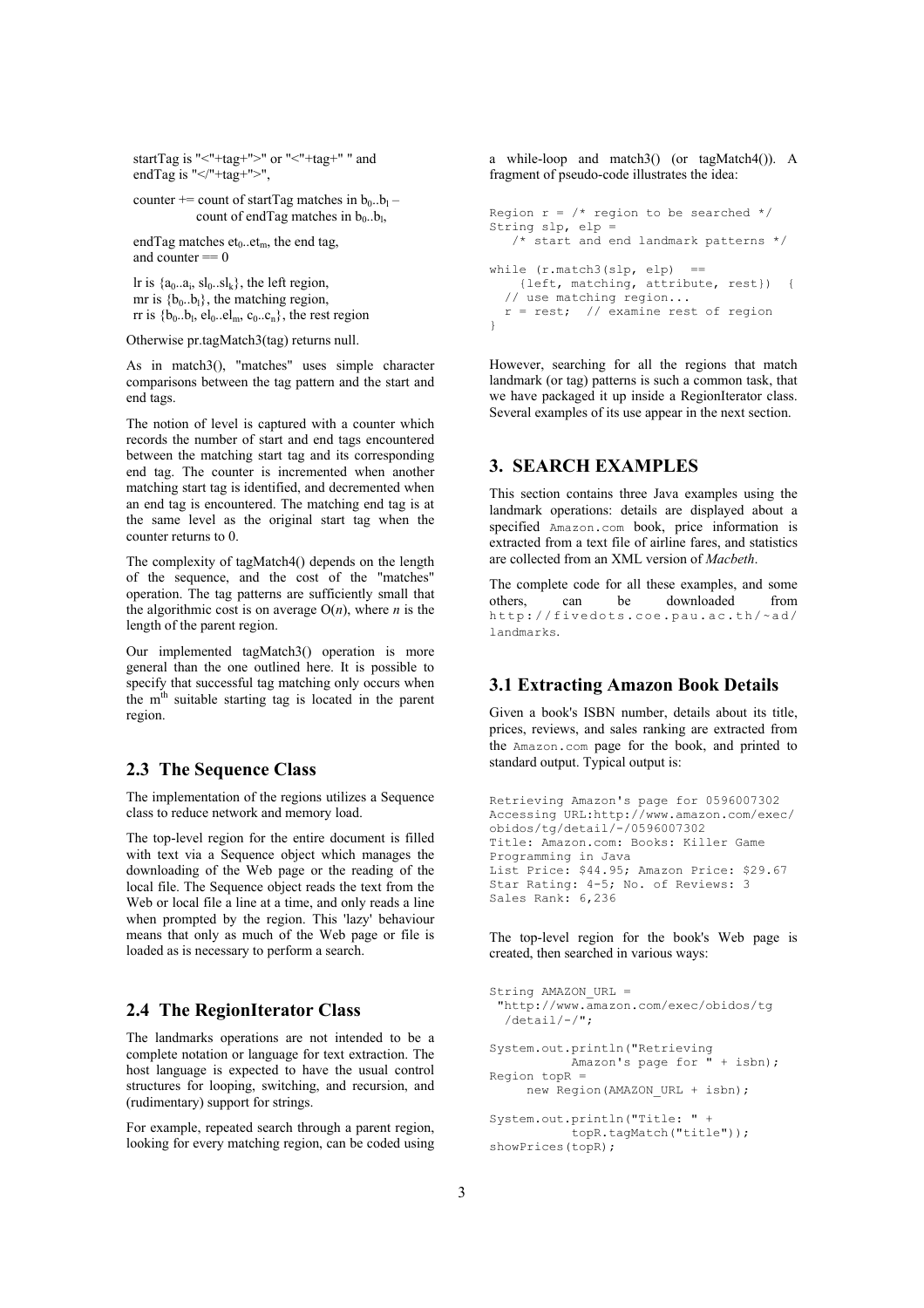startTag is "<"+tag+">" or "<"+tag+" " and endTag is "</"+tag+">",

counter += count of startTag matches in $b_0..b_l$ – count of endTag matches in $b_0..b_l$,

endTag matches $et_0..et_m$, the end tag, and counter == 0

lr is $\{a_0..a_i, sl_0..sl_k\}$, the left region,
mr is $\{b_0..b_l\}$, the matching region,
rr is $\{b_0..b_l, el_0..el_m, c_0..c_n\}$, the rest region

Otherwise pr.tagMatch3(tag) returns null.

As in match3(), "matches" uses simple character comparisons between the tag pattern and the start and end tags.

The notion of level is captured with a counter which records the number of start and end tags encountered between the matching start tag and its corresponding end tag. The counter is incremented when another matching start tag is identified, and decremented when an end tag is encountered. The matching end tag is at the same level as the original start tag when the counter returns to 0.

The complexity of tagMatch4() depends on the length of the sequence, and the cost of the "matches" operation. The tag patterns are sufficiently small that the algorithmic cost is on average O(*n*), where *n* is the length of the parent region.

Our implemented tagMatch3() operation is more general than the one outlined here. It is possible to specify that successful tag matching only occurs when the $m^{th}$ suitable starting tag is located in the parent region.

## 2.3 The Sequence Class

The implementation of the regions utilizes a Sequence class to reduce network and memory load.

The top-level region for the entire document is filled with text via a Sequence object which manages the downloading of the Web page or the reading of the local file. The Sequence object reads the text from the Web or local file a line at a time, and only reads a line when prompted by the region. This 'lazy' behaviour means that only as much of the Web page or file is loaded as is necessary to perform a search.

## 2.4 The RegionIterator Class

The landmarks operations are not intended to be a complete notation or language for text extraction. The host language is expected to have the usual control structures for looping, switching, and recursion, and (rudimentary) support for strings.

For example, repeated search through a parent region, looking for every matching region, can be coded using a while-loop and match3() (or tagMatch4()). A fragment of pseudo-code illustrates the idea:

```
Region r = /* region to be searched */
String slp, elp =
   /* start and end landmark patterns */

while (r.match3(slp, elp)  ==
    {left, matching, attribute, rest})  {
  // use matching region...
  r = rest;  // examine rest of region
}
```

However, searching for all the regions that match landmark (or tag) patterns is such a common task, that we have packaged it up inside a RegionIterator class. Several examples of its use appear in the next section.

# 3. SEARCH EXAMPLES

This section contains three Java examples using the landmark operations: details are displayed about a specified `Amazon.com` book, price information is extracted from a text file of airline fares, and statistics are collected from an XML version of *Macbeth*.

The complete code for all these examples, and some others, can be downloaded from `http://fivedots.coe.pau.ac.th/~ad/landmarks`.

## 3.1 Extracting Amazon Book Details

Given a book's ISBN number, details about its title, prices, reviews, and sales ranking are extracted from the `Amazon.com` page for the book, and printed to standard output. Typical output is:

```
Retrieving Amazon's page for 0596007302
Accessing URL:http://www.amazon.com/exec/
obidos/tg/detail/-/0596007302
Title: Amazon.com: Books: Killer Game
Programming in Java
List Price: $44.95; Amazon Price: $29.67
Star Rating: 4-5; No. of Reviews: 3
Sales Rank: 6,236
```

The top-level region for the book's Web page is created, then searched in various ways:

```
String AMAZON_URL =
 "http://www.amazon.com/exec/obidos/tg
  /detail/-/";

System.out.println("Retrieving
         Amazon's page for " + isbn);
Region topR =
     new Region(AMAZON_URL + isbn);

System.out.println("Title: " +
         topR.tagMatch("title"));
showPrices(topR);
```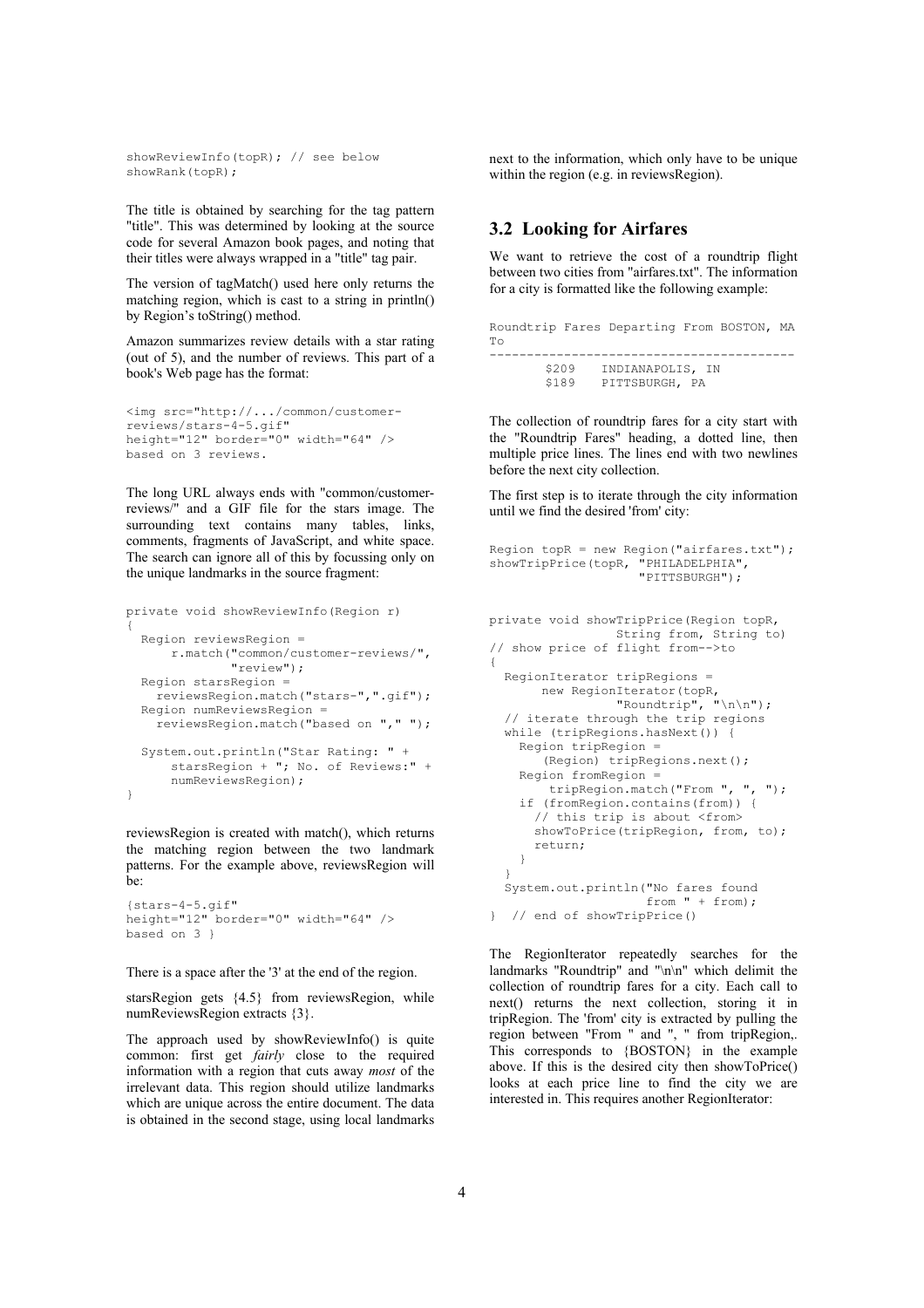```
showReviewInfo(topR); // see below
showRank(topR);
```

The title is obtained by searching for the tag pattern "title". This was determined by looking at the source code for several Amazon book pages, and noting that their titles were always wrapped in a "title" tag pair.

The version of tagMatch() used here only returns the matching region, which is cast to a string in println() by Region's toString() method.

Amazon summarizes review details with a star rating (out of 5), and the number of reviews. This part of a book's Web page has the format:

```
<img src="http://.../common/customer-
reviews/stars-4-5.gif"
height="12" border="0" width="64" />
based on 3 reviews.
```

The long URL always ends with "common/customer-reviews/" and a GIF file for the stars image. The surrounding text contains many tables, links, comments, fragments of JavaScript, and white space. The search can ignore all of this by focussing only on the unique landmarks in the source fragment:

```
private void showReviewInfo(Region r)
{
  Region reviewsRegion =
      r.match("common/customer-reviews/",
              "review");
  Region starsRegion =
    reviewsRegion.match("stars-",".gif");
  Region numReviewsRegion =
    reviewsRegion.match("based on "," ");

  System.out.println("Star Rating: " +
      starsRegion + "; No. of Reviews:" +
      numReviewsRegion);
}
```

reviewsRegion is created with match(), which returns the matching region between the two landmark patterns. For the example above, reviewsRegion will be:

```
{stars-4-5.gif"
height="12" border="0" width="64" />
based on 3 }
```

There is a space after the '3' at the end of the region.

starsRegion gets {4.5} from reviewsRegion, while numReviewsRegion extracts {3}.

The approach used by showReviewInfo() is quite common: first get *fairly* close to the required information with a region that cuts away *most* of the irrelevant data. This region should utilize landmarks which are unique across the entire document. The data is obtained in the second stage, using local landmarks next to the information, which only have to be unique within the region (e.g. in reviewsRegion).

## 3.2 Looking for Airfares

We want to retrieve the cost of a roundtrip flight between two cities from "airfares.txt". The information for a city is formatted like the following example:

```
Roundtrip Fares Departing From BOSTON, MA
To
-----------------------------------------
        $209    INDIANAPOLIS, IN
        $189    PITTSBURGH, PA
```

The collection of roundtrip fares for a city start with the "Roundtrip Fares" heading, a dotted line, then multiple price lines. The lines end with two newlines before the next city collection.

The first step is to iterate through the city information until we find the desired 'from' city:

```
Region topR = new Region("airfares.txt");
showTripPrice(topR, "PHILADELPHIA",
                    "PITTSBURGH");


private void showTripPrice(Region topR,
                 String from, String to)
// show price of flight from-->to
{
  RegionIterator tripRegions =
       new RegionIterator(topR,
                 "Roundtrip", "\n\n");
  // iterate through the trip regions
  while (tripRegions.hasNext()) {
    Region tripRegion =
       (Region) tripRegions.next();
    Region fromRegion =
        tripRegion.match("From ", ", ");
    if (fromRegion.contains(from)) {
      // this trip is about <from>
      showToPrice(tripRegion, from, to);
      return;
    }
  }
  System.out.println("No fares found
                     from " + from);
}  // end of showTripPrice()
```

The RegionIterator repeatedly searches for the landmarks "Roundtrip" and "\n\n" which delimit the collection of roundtrip fares for a city. Each call to next() returns the next collection, storing it in tripRegion. The 'from' city is extracted by pulling the region between "From " and ", " from tripRegion,. This corresponds to {BOSTON} in the example above. If this is the desired city then showToPrice() looks at each price line to find the city we are interested in. This requires another RegionIterator: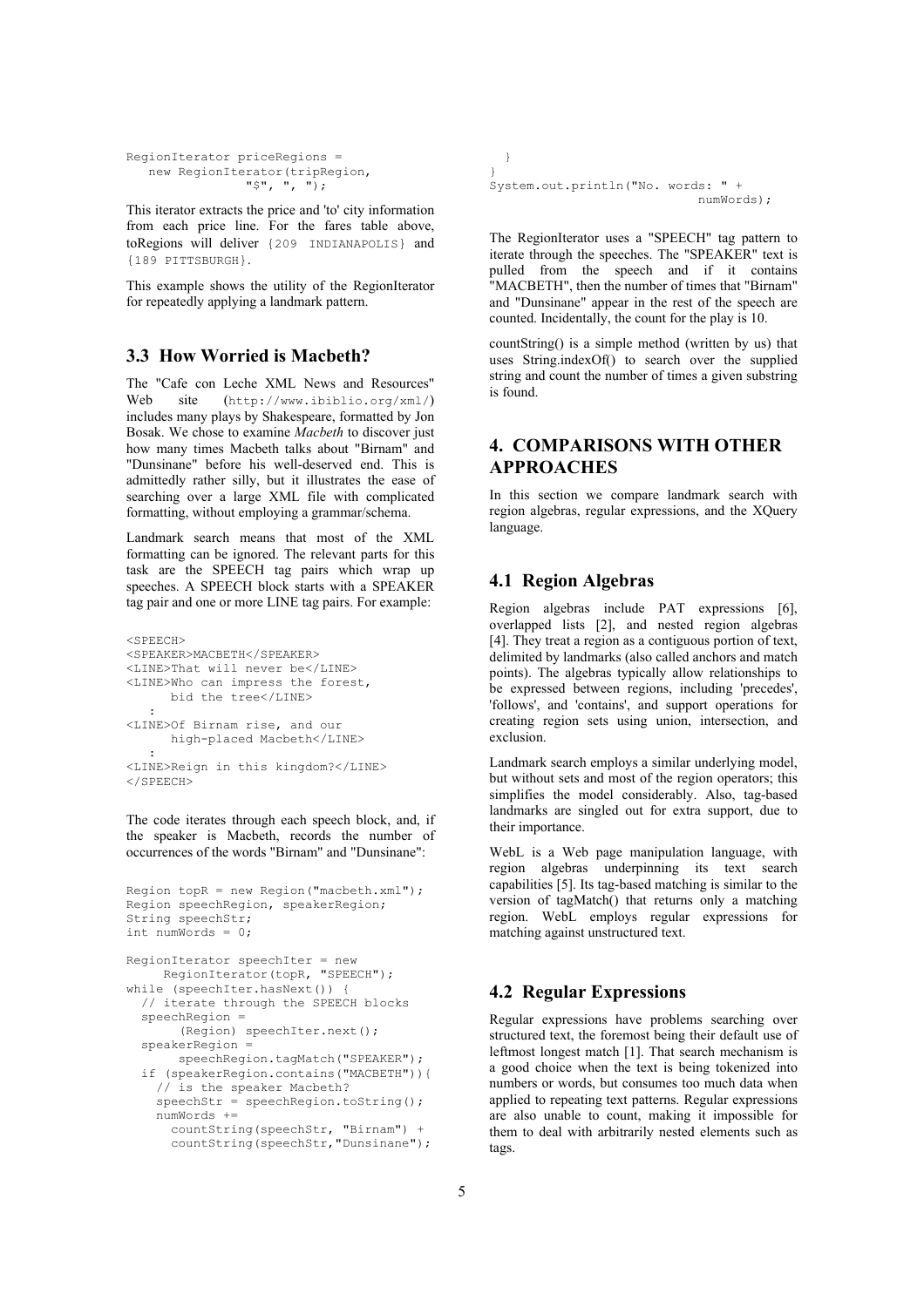```
RegionIterator priceRegions =
    new RegionIterator(tripRegion,
                "$", ", ");
```

This iterator extracts the price and 'to' city information from each price line. For the fares table above, toRegions will deliver `{209 INDIANAPOLIS}` and `{189 PITTSBURGH}`.

This example shows the utility of the RegionIterator for repeatedly applying a landmark pattern.

### 3.3 How Worried is Macbeth?

The "Cafe con Leche XML News and Resources" Web site (`http://www.ibiblio.org/xml/`) includes many plays by Shakespeare, formatted by Jon Bosak. We chose to examine *Macbeth* to discover just how many times Macbeth talks about "Birnam" and "Dunsinane" before his well-deserved end. This is admittedly rather silly, but it illustrates the ease of searching over a large XML file with complicated formatting, without employing a grammar/schema.

Landmark search means that most of the XML formatting can be ignored. The relevant parts for this task are the SPEECH tag pairs which wrap up speeches. A SPEECH block starts with a SPEAKER tag pair and one or more LINE tag pairs. For example:

```
<SPEECH>
<SPEAKER>MACBETH</SPEAKER>
<LINE>That will never be</LINE>
<LINE>Who can impress the forest,
      bid the tree</LINE>
   :
<LINE>Of Birnam rise, and our
      high-placed Macbeth</LINE>
   :
<LINE>Reign in this kingdom?</LINE>
</SPEECH>
```

The code iterates through each speech block, and, if the speaker is Macbeth, records the number of occurrences of the words "Birnam" and "Dunsinane":

```
Region topR = new Region("macbeth.xml");
Region speechRegion, speakerRegion;
String speechStr;
int numWords = 0;

RegionIterator speechIter = new
     RegionIterator(topR, "SPEECH");
while (speechIter.hasNext()) {
  // iterate through the SPEECH blocks
  speechRegion =
       (Region) speechIter.next();
  speakerRegion =
       speechRegion.tagMatch("SPEAKER");
  if (speakerRegion.contains("MACBETH")){
    // is the speaker Macbeth?
    speechStr = speechRegion.toString();
    numWords +=
      countString(speechStr, "Birnam") +
      countString(speechStr,"Dunsinane");
  }
}
System.out.println("No. words: " +
                            numWords);
```

The RegionIterator uses a "SPEECH" tag pattern to iterate through the speeches. The "SPEAKER" text is pulled from the speech and if it contains "MACBETH", then the number of times that "Birnam" and "Dunsinane" appear in the rest of the speech are counted. Incidentally, the count for the play is 10.

countString() is a simple method (written by us) that uses String.indexOf() to search over the supplied string and count the number of times a given substring is found.

## 4. COMPARISONS WITH OTHER APPROACHES

In this section we compare landmark search with region algebras, regular expressions, and the XQuery language.

### 4.1 Region Algebras

Region algebras include PAT expressions [6], overlapped lists [2], and nested region algebras [4]. They treat a region as a contiguous portion of text, delimited by landmarks (also called anchors and match points). The algebras typically allow relationships to be expressed between regions, including 'precedes', 'follows', and 'contains', and support operations for creating region sets using union, intersection, and exclusion.

Landmark search employs a similar underlying model, but without sets and most of the region operators; this simplifies the model considerably. Also, tag-based landmarks are singled out for extra support, due to their importance.

WebL is a Web page manipulation language, with region algebras underpinning its text search capabilities [5]. Its tag-based matching is similar to the version of tagMatch() that returns only a matching region. WebL employs regular expressions for matching against unstructured text.

### 4.2 Regular Expressions

Regular expressions have problems searching over structured text, the foremost being their default use of leftmost longest match [1]. That search mechanism is a good choice when the text is being tokenized into numbers or words, but consumes too much data when applied to repeating text patterns. Regular expressions are also unable to count, making it impossible for them to deal with arbitrarily nested elements such as tags.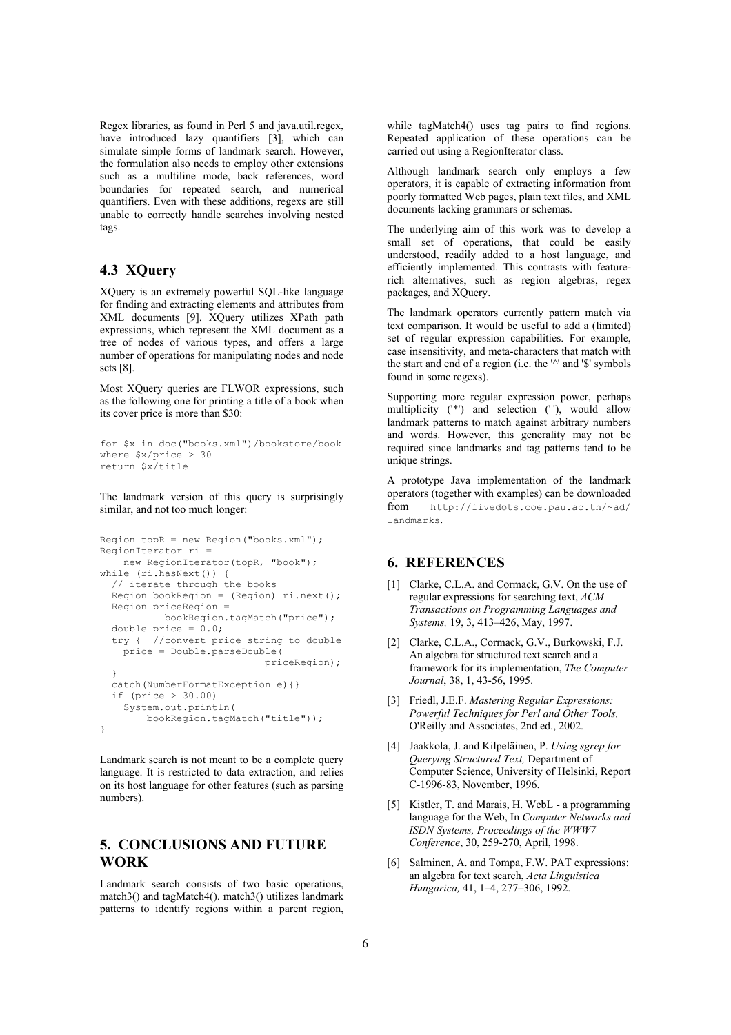Regex libraries, as found in Perl 5 and java.util.regex, have introduced lazy quantifiers [3], which can simulate simple forms of landmark search. However, the formulation also needs to employ other extensions such as a multiline mode, back references, word boundaries for repeated search, and numerical quantifiers. Even with these additions, regexs are still unable to correctly handle searches involving nested tags.

## 4.3 XQuery

XQuery is an extremely powerful SQL-like language for finding and extracting elements and attributes from XML documents [9]. XQuery utilizes XPath path expressions, which represent the XML document as a tree of nodes of various types, and offers a large number of operations for manipulating nodes and node sets [8].

Most XQuery queries are FLWOR expressions, such as the following one for printing a title of a book when its cover price is more than $30:

```
for $x in doc("books.xml")/bookstore/book
where $x/price > 30
return $x/title
```

The landmark version of this query is surprisingly similar, and not too much longer:

```
Region topR = new Region("books.xml");
RegionIterator ri =
    new RegionIterator(topR, "book");
while (ri.hasNext()) {
  // iterate through the books
  Region bookRegion = (Region) ri.next();
  Region priceRegion =
          bookRegion.tagMatch("price");
  double price = 0.0;
  try {  //convert price string to double
    price = Double.parseDouble(
                          priceRegion);
  }
  catch(NumberFormatException e){}
  if (price > 30.00)
    System.out.println(
        bookRegion.tagMatch("title"));
}
```

Landmark search is not meant to be a complete query language. It is restricted to data extraction, and relies on its host language for other features (such as parsing numbers).

# 5. CONCLUSIONS AND FUTURE WORK

Landmark search consists of two basic operations, match3() and tagMatch4(). match3() utilizes landmark patterns to identify regions within a parent region, while tagMatch4() uses tag pairs to find regions. Repeated application of these operations can be carried out using a RegionIterator class.

Although landmark search only employs a few operators, it is capable of extracting information from poorly formatted Web pages, plain text files, and XML documents lacking grammars or schemas.

The underlying aim of this work was to develop a small set of operations, that could be easily understood, readily added to a host language, and efficiently implemented. This contrasts with feature-rich alternatives, such as region algebras, regex packages, and XQuery.

The landmark operators currently pattern match via text comparison. It would be useful to add a (limited) set of regular expression capabilities. For example, case insensitivity, and meta-characters that match with the start and end of a region (i.e. the '^' and '$' symbols found in some regexs).

Supporting more regular expression power, perhaps multiplicity ('*') and selection ('|'), would allow landmark patterns to match against arbitrary numbers and words. However, this generality may not be required since landmarks and tag patterns tend to be unique strings.

A prototype Java implementation of the landmark operators (together with examples) can be downloaded from `http://fivedots.coe.pau.ac.th/~ad/landmarks`.

# 6. REFERENCES

[1] Clarke, C.L.A. and Cormack, G.V. On the use of regular expressions for searching text, *ACM Transactions on Programming Languages and Systems,* 19, 3, 413–426, May, 1997.

[2] Clarke, C.L.A., Cormack, G.V., Burkowski, F.J. An algebra for structured text search and a framework for its implementation, *The Computer Journal*, 38, 1, 43-56, 1995.

[3] Friedl, J.E.F. *Mastering Regular Expressions: Powerful Techniques for Perl and Other Tools,* O'Reilly and Associates, 2nd ed., 2002.

[4] Jaakkola, J. and Kilpeläinen, P. *Using sgrep for Querying Structured Text,* Department of Computer Science, University of Helsinki, Report C-1996-83, November, 1996.

[5] Kistler, T. and Marais, H. WebL - a programming language for the Web, In *Computer Networks and ISDN Systems, Proceedings of the WWW7 Conference*, 30, 259-270, April, 1998.

[6] Salminen, A. and Tompa, F.W. PAT expressions: an algebra for text search, *Acta Linguistica Hungarica,* 41, 1–4, 277–306, 1992.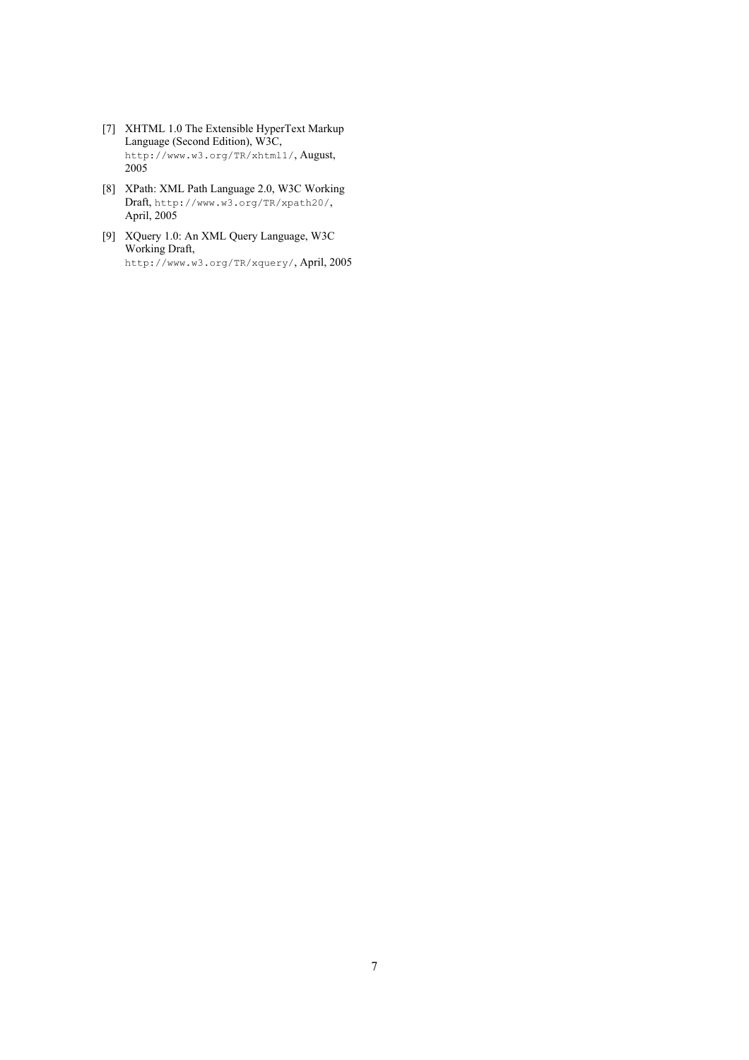[7] XHTML 1.0 The Extensible HyperText Markup Language (Second Edition), W3C, http://www.w3.org/TR/xhtml1/, August, 2005

[8] XPath: XML Path Language 2.0, W3C Working Draft, http://www.w3.org/TR/xpath20/, April, 2005

[9] XQuery 1.0: An XML Query Language, W3C Working Draft, http://www.w3.org/TR/xquery/, April, 2005